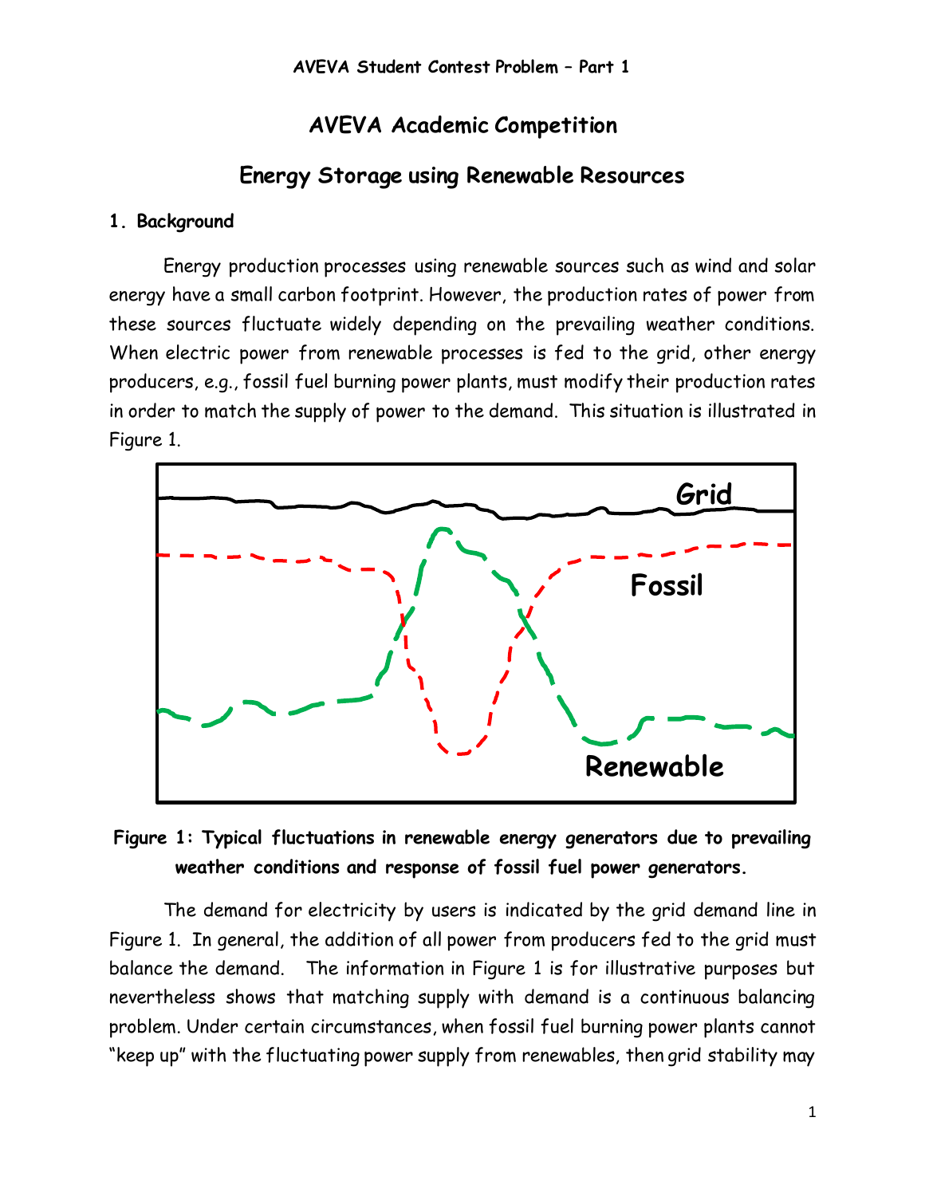# AVEVA Academic Competition

## Energy Storage using Renewable Resources

### 1. Background

Energy production processes using renewable sources such as wind and solar energy have a small carbon footprint. However, the production rates of power from these sources fluctuate widely depending on the prevailing weather conditions. When electric power from renewable processes is fed to the grid, other energy producers, e.g., fossil fuel burning power plants, must modify their production rates in order to match the supply of power to the demand. This situation is illustrated in Figure 1.

**Figure 1: Typical fluctuations in renewable energy generators due to prevailing weather conditions and response of fossil fuel power generators.**

The demand for electricity by users is indicated by the grid demand line in Figure 1. In general, the addition of all power from producers fed to the grid must balance the demand. The information in Figure 1 is for illustrative purposes but nevertheless shows that matching supply with demand is a continuous balancing problem. Under certain circumstances, when fossil fuel burning power plants cannot "keep up" with the fluctuating power supply from renewables, then grid stability may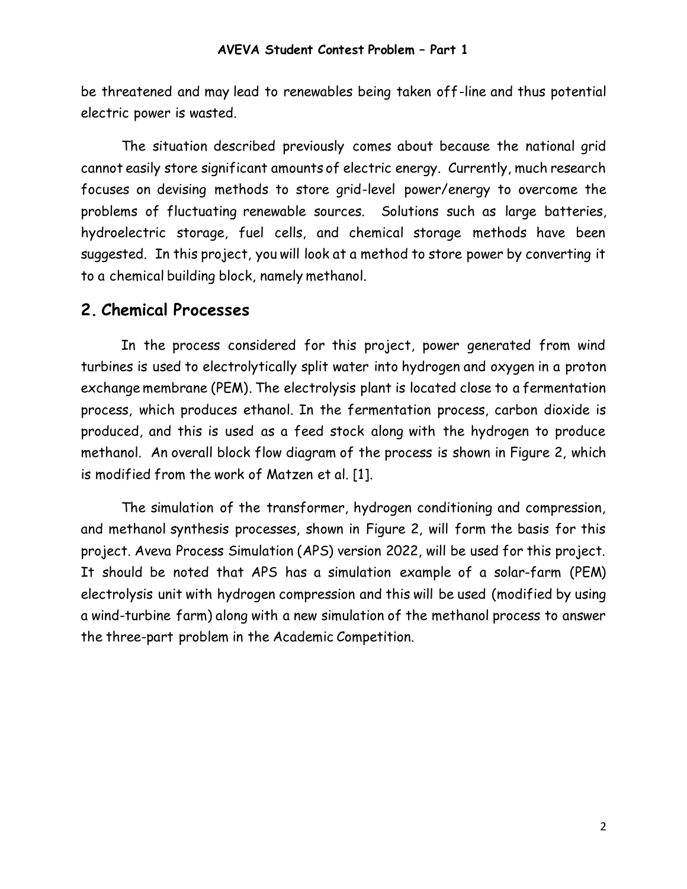be threatened and may lead to renewables being taken off-line and thus potential electric power is wasted.

The situation described previously comes about because the national grid cannot easily store significant amounts of electric energy. Currently, much research focuses on devising methods to store grid-level power/energy to overcome the problems of fluctuating renewable sources. Solutions such as large batteries, hydroelectric storage, fuel cells, and chemical storage methods have been suggested. In this project, you will look at a method to store power by converting it to a chemical building block, namely methanol.

## 2. Chemical Processes

In the process considered for this project, power generated from wind turbines is used to electrolytically split water into hydrogen and oxygen in a proton exchange membrane (PEM). The electrolysis plant is located close to a fermentation process, which produces ethanol. In the fermentation process, carbon dioxide is produced, and this is used as a feed stock along with the hydrogen to produce methanol. An overall block flow diagram of the process is shown in Figure 2, which is modified from the work of Matzen et al. [1].

The simulation of the transformer, hydrogen conditioning and compression, and methanol synthesis processes, shown in Figure 2, will form the basis for this project. Aveva Process Simulation (APS) version 2022, will be used for this project. It should be noted that APS has a simulation example of a solar-farm (PEM) electrolysis unit with hydrogen compression and this will be used (modified by using a wind-turbine farm) along with a new simulation of the methanol process to answer the three-part problem in the Academic Competition.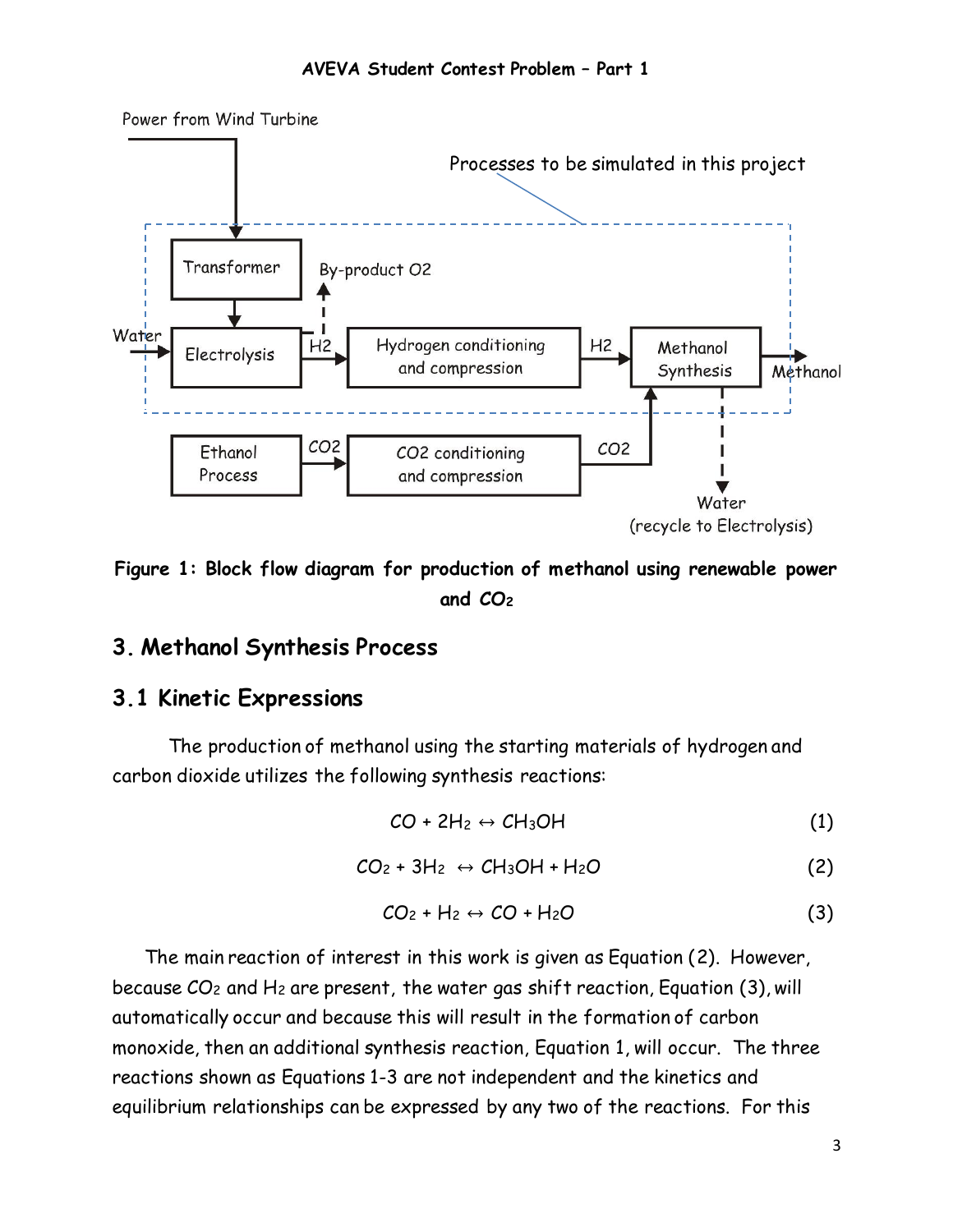Figure 1: Block flow diagram for production of methanol using renewable power and $CO_2$

## 3. Methanol Synthesis Process

### 3.1 Kinetic Expressions

The production of methanol using the starting materials of hydrogen and carbon dioxide utilizes the following synthesis reactions:

$$CO + 2H_2 \leftrightarrow CH_3OH \qquad (1)$$

$$CO_2 + 3H_2 \leftrightarrow CH_3OH + H_2O \qquad (2)$$

$$CO_2 + H_2 \leftrightarrow CO + H_2O \qquad (3)$$

The main reaction of interest in this work is given as Equation (2). However, because $CO_2$ and $H_2$ are present, the water gas shift reaction, Equation (3), will automatically occur and because this will result in the formation of carbon monoxide, then an additional synthesis reaction, Equation 1, will occur. The three reactions shown as Equations 1-3 are not independent and the kinetics and equilibrium relationships can be expressed by any two of the reactions. For this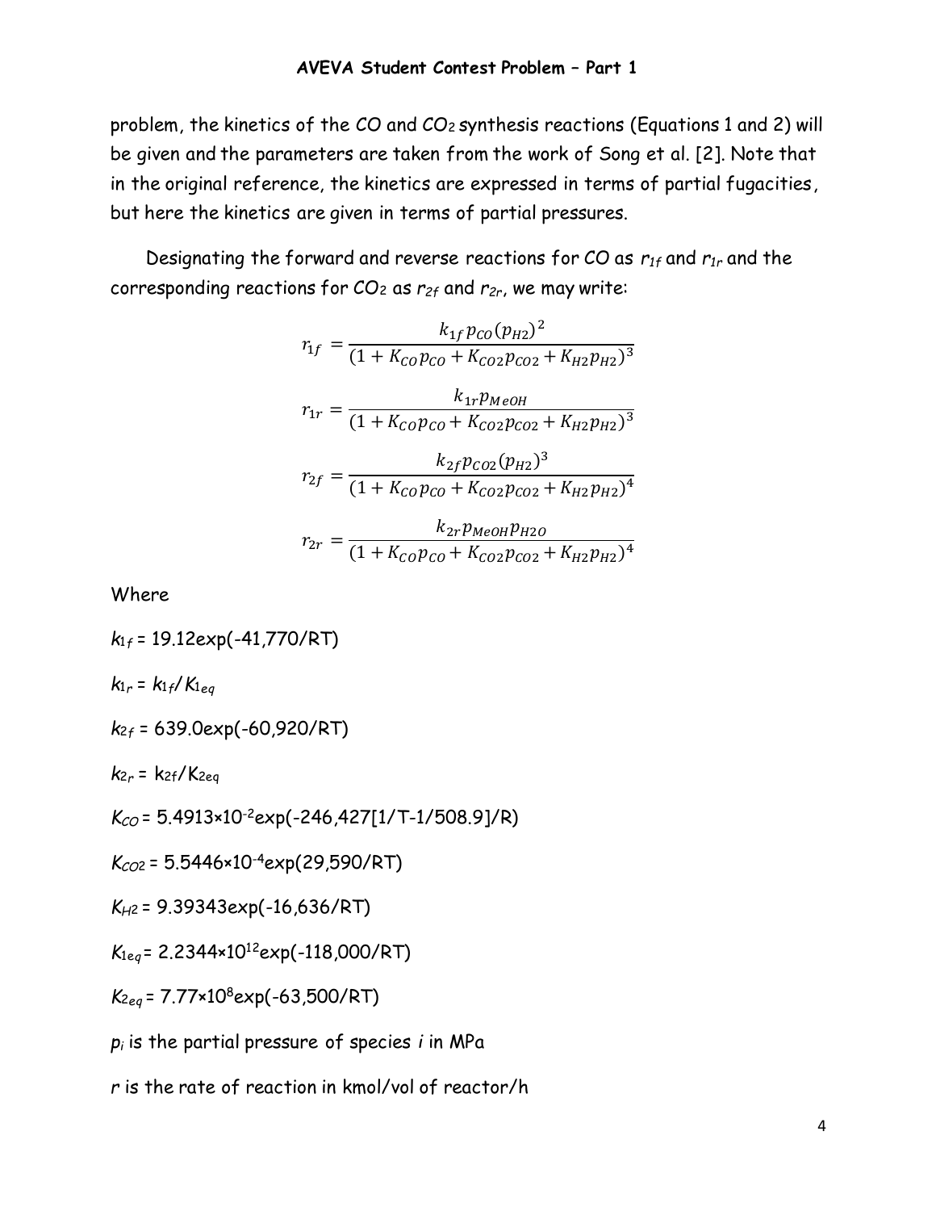problem, the kinetics of the CO and $CO_2$ synthesis reactions (Equations 1 and 2) will be given and the parameters are taken from the work of Song et al. [2]. Note that in the original reference, the kinetics are expressed in terms of partial fugacities, but here the kinetics are given in terms of partial pressures.

Designating the forward and reverse reactions for CO as $r_{1f}$ and $r_{1r}$ and the corresponding reactions for $CO_2$ as $r_{2f}$ and $r_{2r}$, we may write:

$$r_{1f} = \frac{k_{1f}\, p_{CO} (p_{H2})^2}{(1 + K_{CO} p_{CO} + K_{CO2} p_{CO2} + K_{H2} p_{H2})^3}$$

$$r_{1r} = \frac{k_{1r}\, p_{MeOH}}{(1 + K_{CO} p_{CO} + K_{CO2} p_{CO2} + K_{H2} p_{H2})^3}$$

$$r_{2f} = \frac{k_{2f}\, p_{CO2} (p_{H2})^3}{(1 + K_{CO} p_{CO} + K_{CO2} p_{CO2} + K_{H2} p_{H2})^4}$$

$$r_{2r} = \frac{k_{2r}\, p_{MeOH}\, p_{H2O}}{(1 + K_{CO} p_{CO} + K_{CO2} p_{CO2} + K_{H2} p_{H2})^4}$$

Where

$k_{1f} = 19.12\exp(-41{,}770/RT)$

$k_{1r} = k_{1f}/K_{1eq}$

$k_{2f} = 639.0\exp(-60{,}920/RT)$

$k_{2r} = k_{2f}/K_{2eq}$

$K_{CO} = 5.4913\times10^{-2}\exp(-246{,}427[1/T-1/508.9]/R)$

$K_{CO2} = 5.5446\times10^{-4}\exp(29{,}590/RT)$

$K_{H2} = 9.39343\exp(-16{,}636/RT)$

$K_{1eq} = 2.2344\times10^{12}\exp(-118{,}000/RT)$

$K_{2eq} = 7.77\times10^{8}\exp(-63{,}500/RT)$

$p_i$ is the partial pressure of species $i$ in MPa

$r$ is the rate of reaction in kmol/vol of reactor/h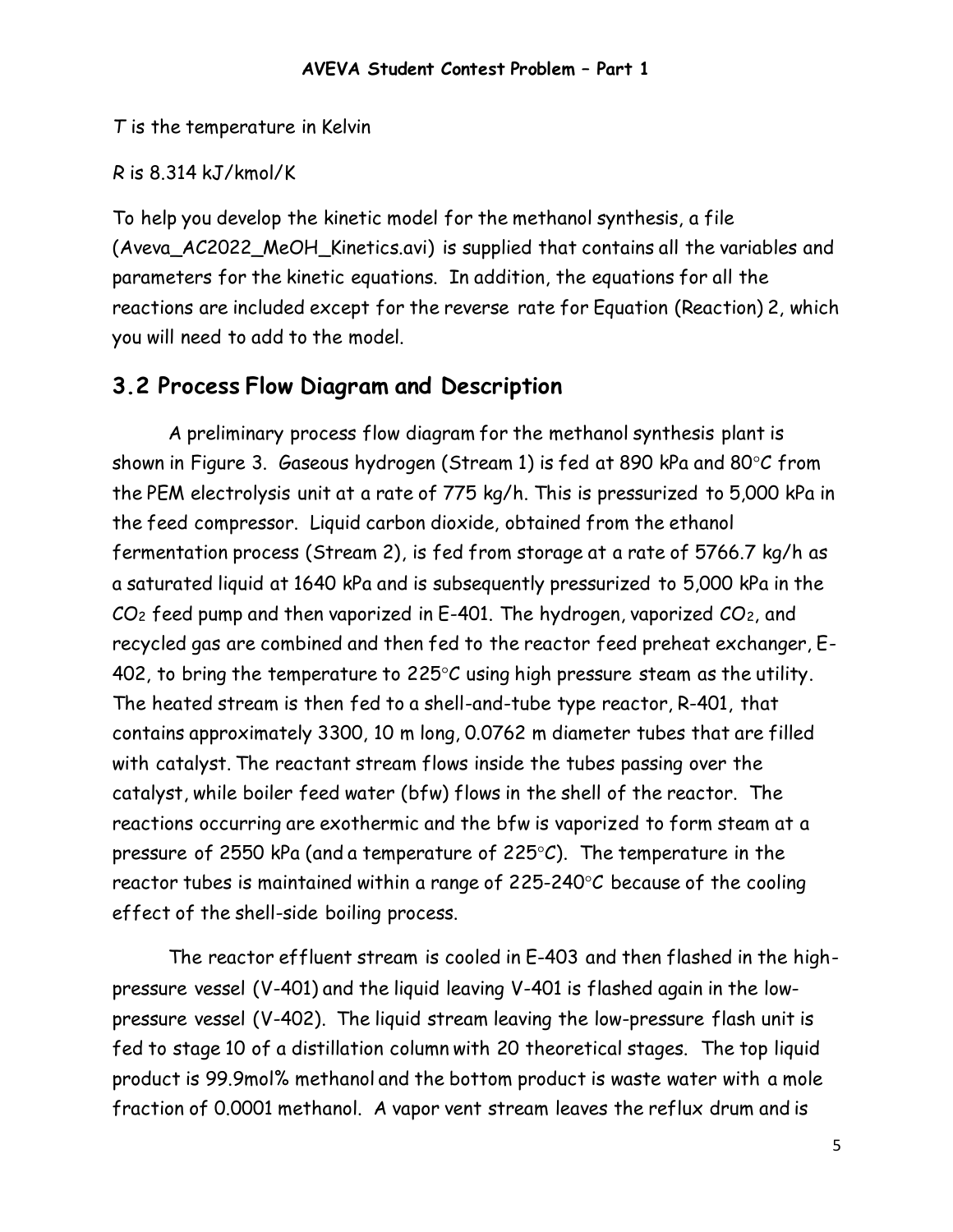$T$ is the temperature in Kelvin

$R$ is 8.314 kJ/kmol/K

To help you develop the kinetic model for the methanol synthesis, a file (Aveva_AC2022_MeOH_Kinetics.avi) is supplied that contains all the variables and parameters for the kinetic equations. In addition, the equations for all the reactions are included except for the reverse rate for Equation (Reaction) 2, which you will need to add to the model.

## 3.2 Process Flow Diagram and Description

A preliminary process flow diagram for the methanol synthesis plant is shown in Figure 3. Gaseous hydrogen (Stream 1) is fed at 890 kPa and 80°C from the PEM electrolysis unit at a rate of 775 kg/h. This is pressurized to 5,000 kPa in the feed compressor. Liquid carbon dioxide, obtained from the ethanol fermentation process (Stream 2), is fed from storage at a rate of 5766.7 kg/h as a saturated liquid at 1640 kPa and is subsequently pressurized to 5,000 kPa in the $CO_2$ feed pump and then vaporized in E-401. The hydrogen, vaporized $CO_2$, and recycled gas are combined and then fed to the reactor feed preheat exchanger, E-402, to bring the temperature to 225°C using high pressure steam as the utility. The heated stream is then fed to a shell-and-tube type reactor, R-401, that contains approximately 3300, 10 m long, 0.0762 m diameter tubes that are filled with catalyst. The reactant stream flows inside the tubes passing over the catalyst, while boiler feed water (bfw) flows in the shell of the reactor. The reactions occurring are exothermic and the bfw is vaporized to form steam at a pressure of 2550 kPa (and a temperature of 225°C). The temperature in the reactor tubes is maintained within a range of 225-240°C because of the cooling effect of the shell-side boiling process.

The reactor effluent stream is cooled in E-403 and then flashed in the high-pressure vessel (V-401) and the liquid leaving V-401 is flashed again in the low-pressure vessel (V-402). The liquid stream leaving the low-pressure flash unit is fed to stage 10 of a distillation column with 20 theoretical stages. The top liquid product is 99.9mol% methanol and the bottom product is waste water with a mole fraction of 0.0001 methanol. A vapor vent stream leaves the reflux drum and is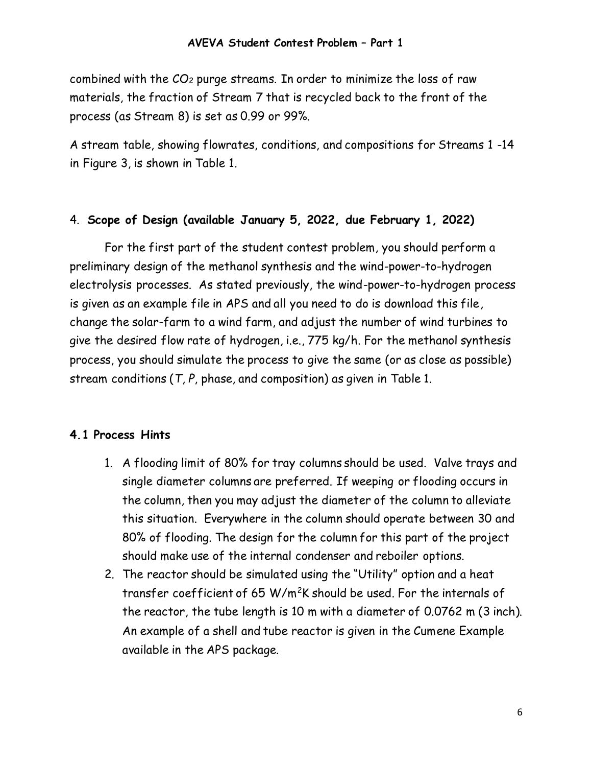combined with the $CO_2$ purge streams. In order to minimize the loss of raw materials, the fraction of Stream 7 that is recycled back to the front of the process (as Stream 8) is set as 0.99 or 99%.

A stream table, showing flowrates, conditions, and compositions for Streams 1 -14 in Figure 3, is shown in Table 1.

## 4. **Scope of Design (available January 5, 2022, due February 1, 2022)**

For the first part of the student contest problem, you should perform a preliminary design of the methanol synthesis and the wind-power-to-hydrogen electrolysis processes. As stated previously, the wind-power-to-hydrogen process is given as an example file in APS and all you need to do is download this file, change the solar-farm to a wind farm, and adjust the number of wind turbines to give the desired flow rate of hydrogen, i.e., 775 kg/h. For the methanol synthesis process, you should simulate the process to give the same (or as close as possible) stream conditions (*T*, *P*, phase, and composition) as given in Table 1.

### 4.1 Process Hints

1. A flooding limit of 80% for tray columns should be used. Valve trays and single diameter columns are preferred. If weeping or flooding occurs in the column, then you may adjust the diameter of the column to alleviate this situation. Everywhere in the column should operate between 30 and 80% of flooding. The design for the column for this part of the project should make use of the internal condenser and reboiler options.
2. The reactor should be simulated using the "Utility" option and a heat transfer coefficient of 65 $W/m^2K$ should be used. For the internals of the reactor, the tube length is 10 m with a diameter of 0.0762 m (3 inch). An example of a shell and tube reactor is given in the Cumene Example available in the APS package.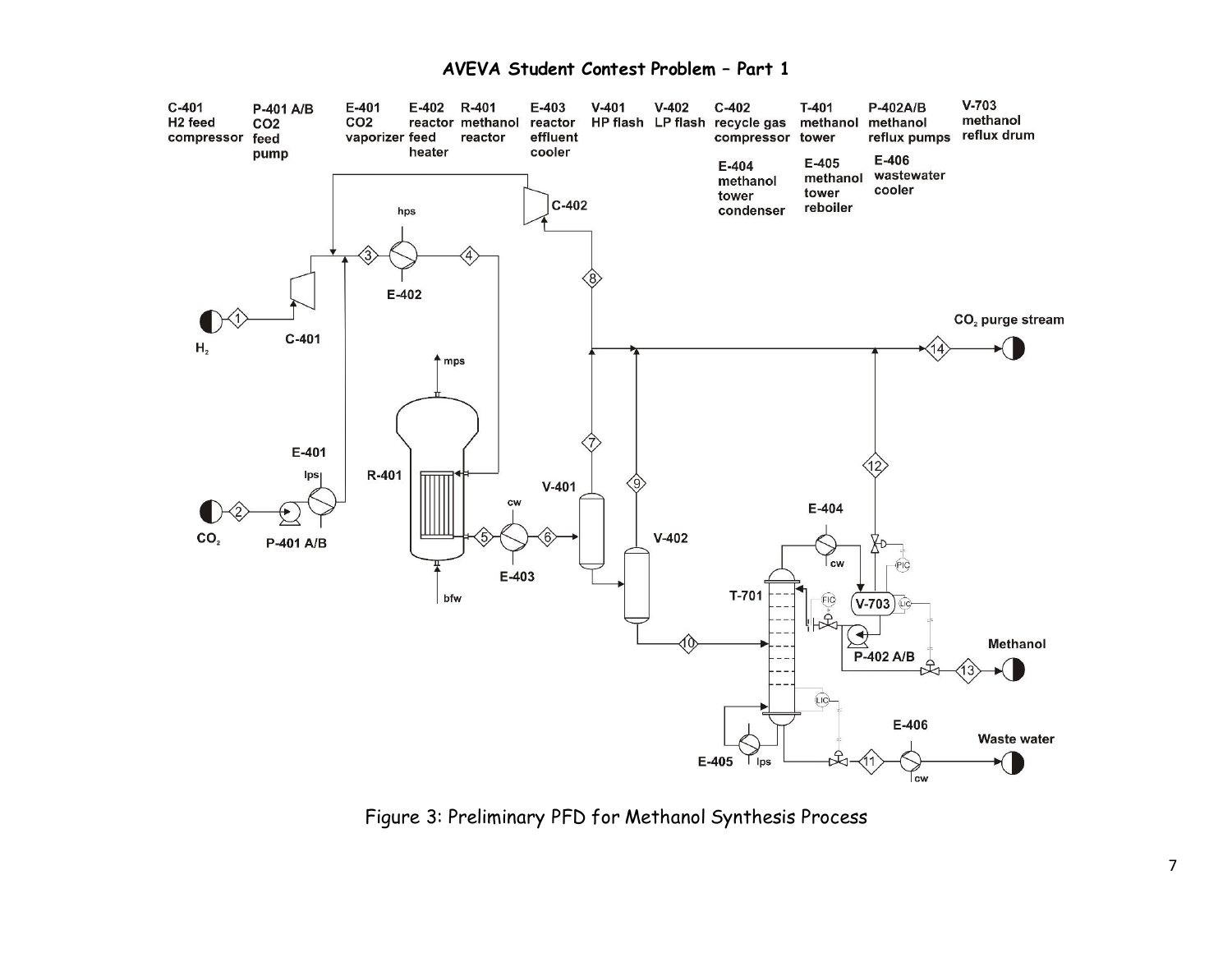# AVEVA Student Contest Problem – Part 1

Figure 3: Preliminary PFD for Methanol Synthesis Process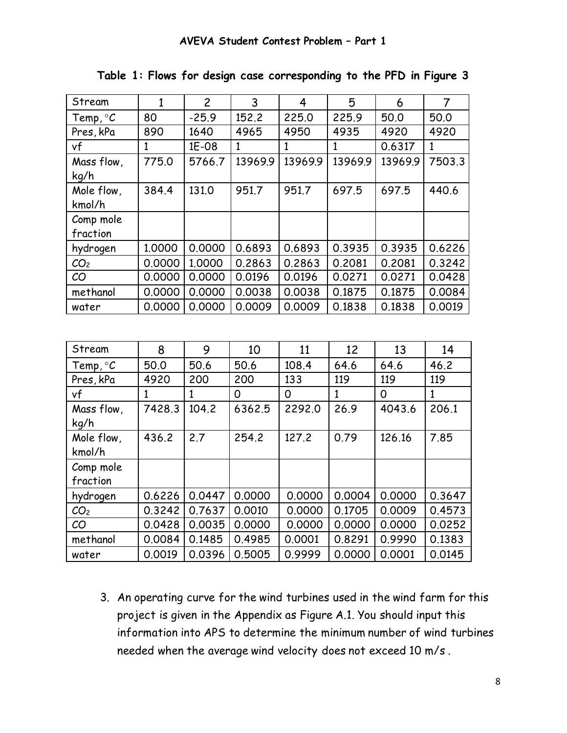**AVEVA Student Contest Problem – Part 1**

**Table 1: Flows for design case corresponding to the PFD in Figure 3**

| Stream | 1 | 2 | 3 | 4 | 5 | 6 | 7 |
|---|---|---|---|---|---|---|---|
| Temp, °C | 80 | -25.9 | 152.2 | 225.0 | 225.9 | 50.0 | 50.0 |
| Pres, kPa | 890 | 1640 | 4965 | 4950 | 4935 | 4920 | 4920 |
| vf | 1 | 1E-08 | 1 | 1 | 1 | 0.6317 | 1 |
| Mass flow, kg/h | 775.0 | 5766.7 | 13969.9 | 13969.9 | 13969.9 | 13969.9 | 7503.3 |
| Mole flow, kmol/h | 384.4 | 131.0 | 951.7 | 951.7 | 697.5 | 697.5 | 440.6 |
| Comp mole fraction | | | | | | | |
| hydrogen | 1.0000 | 0.0000 | 0.6893 | 0.6893 | 0.3935 | 0.3935 | 0.6226 |
| $CO_2$ | 0.0000 | 1.0000 | 0.2863 | 0.2863 | 0.2081 | 0.2081 | 0.3242 |
| CO | 0.0000 | 0.0000 | 0.0196 | 0.0196 | 0.0271 | 0.0271 | 0.0428 |
| methanol | 0.0000 | 0.0000 | 0.0038 | 0.0038 | 0.1875 | 0.1875 | 0.0084 |
| water | 0.0000 | 0.0000 | 0.0009 | 0.0009 | 0.1838 | 0.1838 | 0.0019 |

| Stream | 8 | 9 | 10 | 11 | 12 | 13 | 14 |
|---|---|---|---|---|---|---|---|
| Temp, °C | 50.0 | 50.6 | 50.6 | 108.4 | 64.6 | 64.6 | 46.2 |
| Pres, kPa | 4920 | 200 | 200 | 133 | 119 | 119 | 119 |
| vf | 1 | 1 | 0 | 0 | 1 | 0 | 1 |
| Mass flow, kg/h | 7428.3 | 104.2 | 6362.5 | 2292.0 | 26.9 | 4043.6 | 206.1 |
| Mole flow, kmol/h | 436.2 | 2.7 | 254.2 | 127.2 | 0.79 | 126.16 | 7.85 |
| Comp mole fraction | | | | | | | |
| hydrogen | 0.6226 | 0.0447 | 0.0000 | 0.0000 | 0.0004 | 0.0000 | 0.3647 |
| $CO_2$ | 0.3242 | 0.7637 | 0.0010 | 0.0000 | 0.1705 | 0.0009 | 0.4573 |
| CO | 0.0428 | 0.0035 | 0.0000 | 0.0000 | 0.0000 | 0.0000 | 0.0252 |
| methanol | 0.0084 | 0.1485 | 0.4985 | 0.0001 | 0.8291 | 0.9990 | 0.1383 |
| water | 0.0019 | 0.0396 | 0.5005 | 0.9999 | 0.0000 | 0.0001 | 0.0145 |

3. An operating curve for the wind turbines used in the wind farm for this project is given in the Appendix as Figure A.1. You should input this information into APS to determine the minimum number of wind turbines needed when the average wind velocity does not exceed 10 m/s .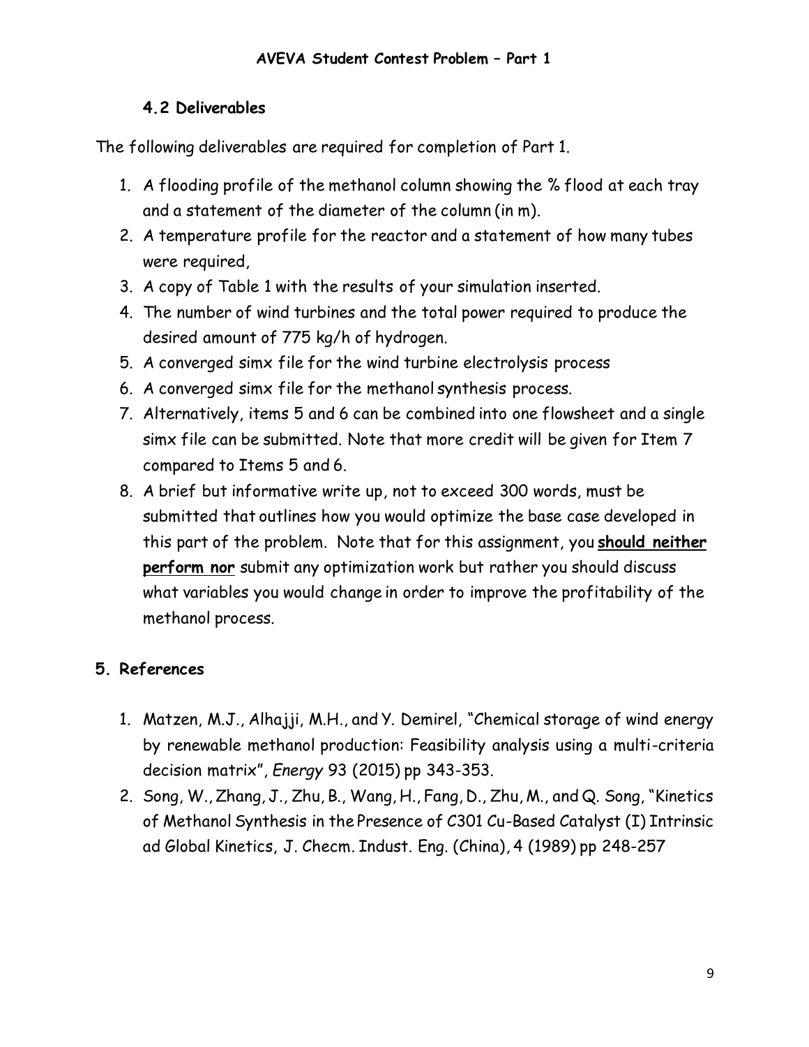### 4.2 Deliverables

The following deliverables are required for completion of Part 1.

1. A flooding profile of the methanol column showing the % flood at each tray and a statement of the diameter of the column (in m).
2. A temperature profile for the reactor and a statement of how many tubes were required,
3. A copy of Table 1 with the results of your simulation inserted.
4. The number of wind turbines and the total power required to produce the desired amount of 775 kg/h of hydrogen.
5. A converged simx file for the wind turbine electrolysis process
6. A converged simx file for the methanol synthesis process.
7. Alternatively, items 5 and 6 can be combined into one flowsheet and a single simx file can be submitted. Note that more credit will be given for Item 7 compared to Items 5 and 6.
8. A brief but informative write up, not to exceed 300 words, must be submitted that outlines how you would optimize the base case developed in this part of the problem. Note that for this assignment, you <u>**should neither perform nor**</u> submit any optimization work but rather you should discuss what variables you would change in order to improve the profitability of the methanol process.

## 5. References

1. Matzen, M.J., Alhajji, M.H., and Y. Demirel, "Chemical storage of wind energy by renewable methanol production: Feasibility analysis using a multi-criteria decision matrix", *Energy* 93 (2015) pp 343-353.
2. Song, W., Zhang, J., Zhu, B., Wang, H., Fang, D., Zhu, M., and Q. Song, "Kinetics of Methanol Synthesis in the Presence of C301 Cu-Based Catalyst (I) Intrinsic ad Global Kinetics, J. Checm. Indust. Eng. (China), 4 (1989) pp 248-257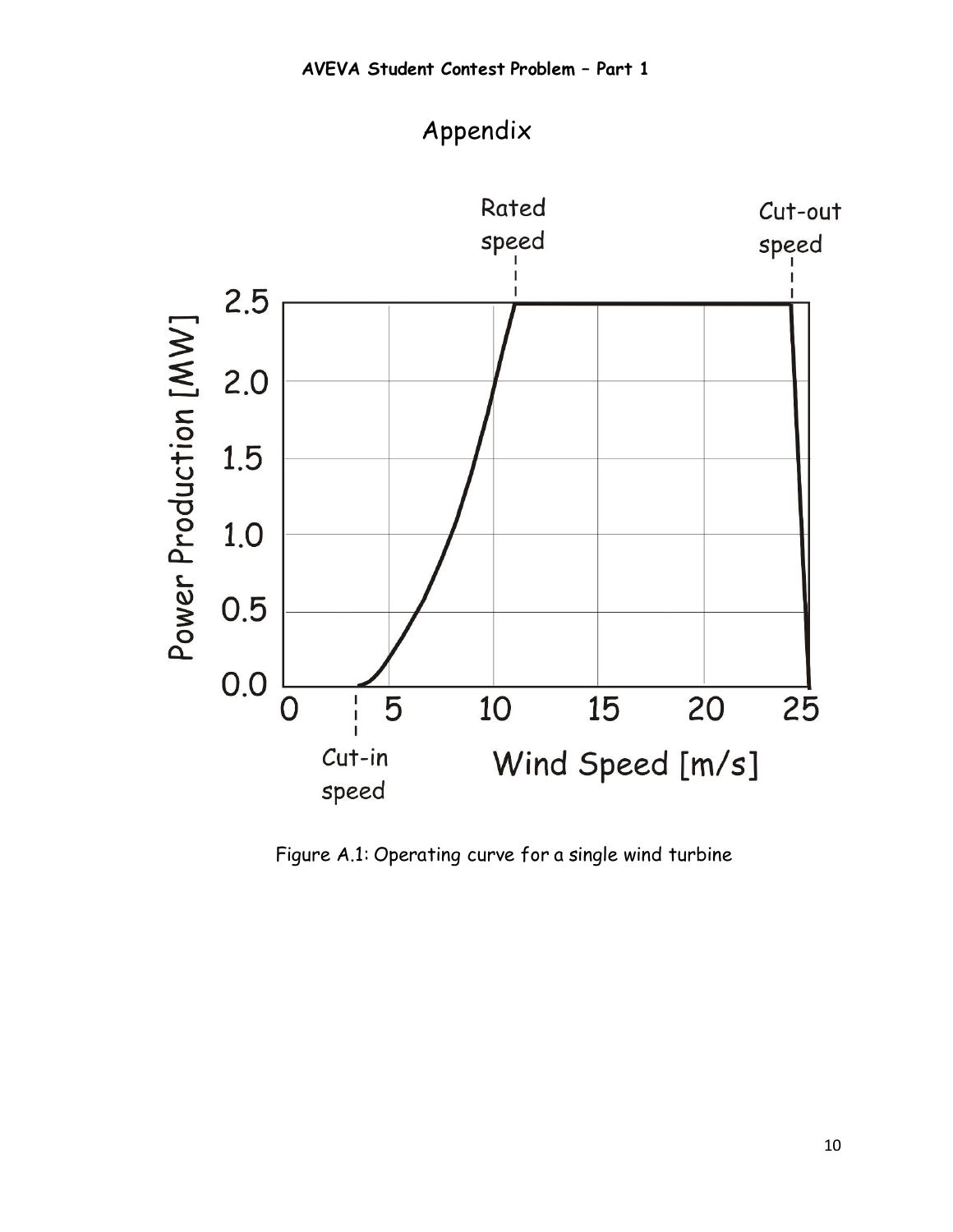# Appendix

Rated speed

Cut-out speed

2.5

2.0

1.5

1.0

0.5

0.0

Power Production [MW]

0

5

10

15

20

25

Cut-in speed

Wind Speed [m/s]

Figure A.1: Operating curve for a single wind turbine